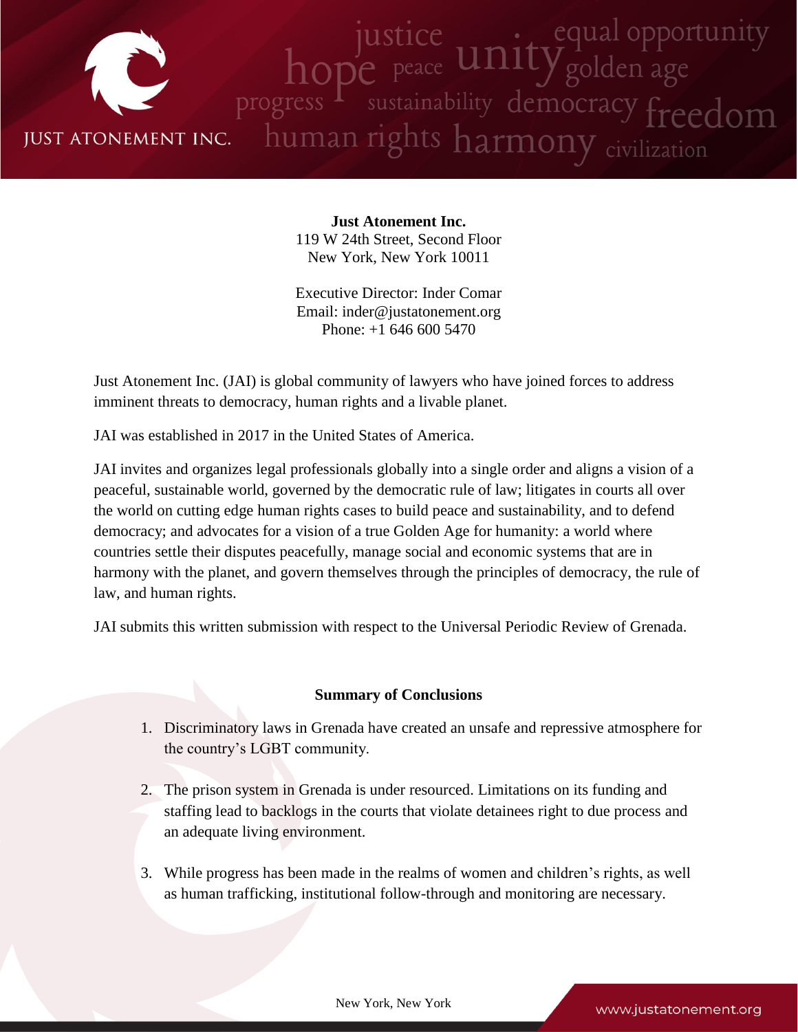**Just Atonement Inc.**
119 W 24th Street, Second Floor
New York, New York 10011

Executive Director: Inder Comar
Email: inder@justatonement.org
Phone: +1 646 600 5470

Just Atonement Inc. (JAI) is global community of lawyers who have joined forces to address imminent threats to democracy, human rights and a livable planet.

JAI was established in 2017 in the United States of America.

JAI invites and organizes legal professionals globally into a single order and aligns a vision of a peaceful, sustainable world, governed by the democratic rule of law; litigates in courts all over the world on cutting edge human rights cases to build peace and sustainability, and to defend democracy; and advocates for a vision of a true Golden Age for humanity: a world where countries settle their disputes peacefully, manage social and economic systems that are in harmony with the planet, and govern themselves through the principles of democracy, the rule of law, and human rights.

JAI submits this written submission with respect to the Universal Periodic Review of Grenada.

**Summary of Conclusions**

1. Discriminatory laws in Grenada have created an unsafe and repressive atmosphere for the country's LGBT community.

2. The prison system in Grenada is under resourced. Limitations on its funding and staffing lead to backlogs in the courts that violate detainees right to due process and an adequate living environment.

3. While progress has been made in the realms of women and children's rights, as well as human trafficking, institutional follow-through and monitoring are necessary.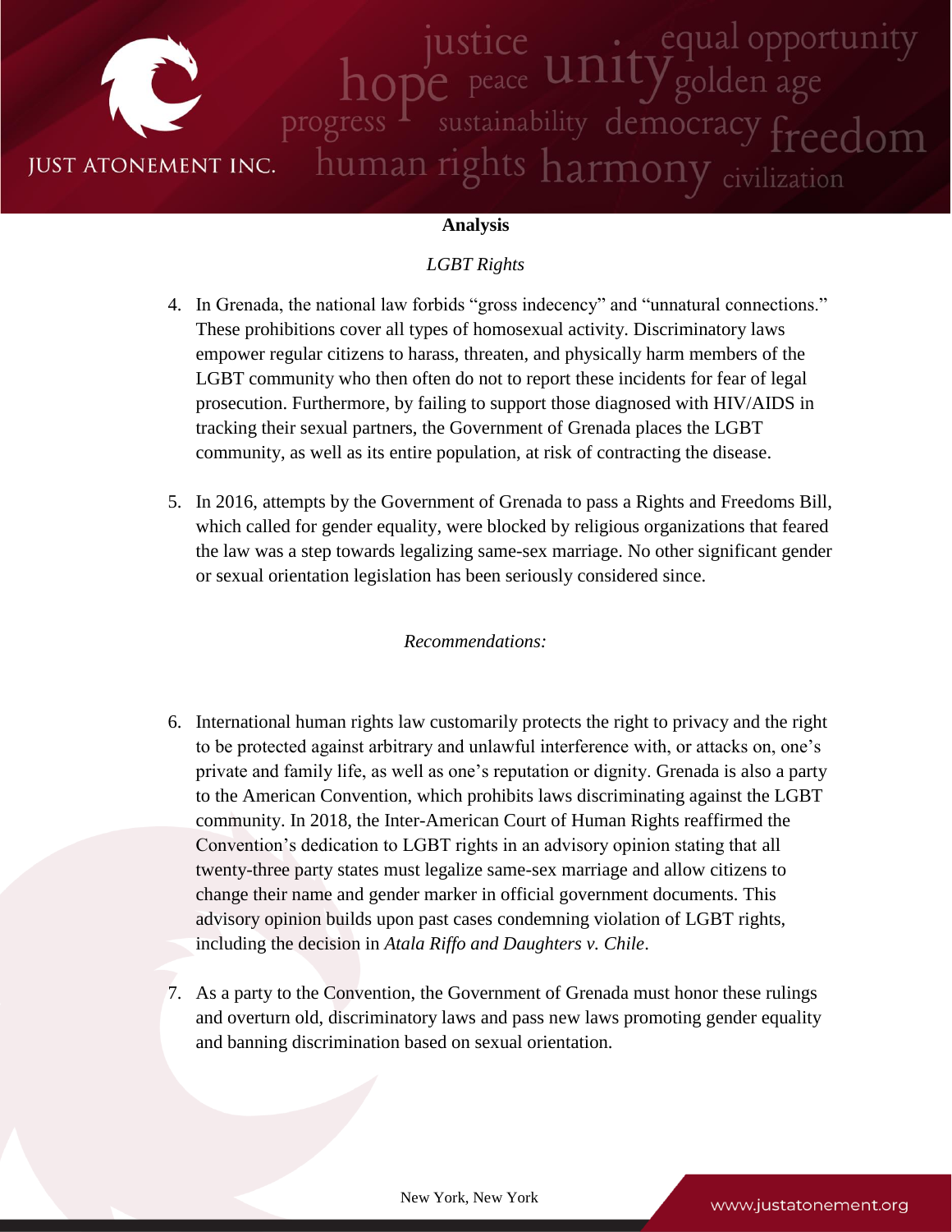## Analysis

*LGBT Rights*

4. In Grenada, the national law forbids "gross indecency" and "unnatural connections." These prohibitions cover all types of homosexual activity. Discriminatory laws empower regular citizens to harass, threaten, and physically harm members of the LGBT community who then often do not to report these incidents for fear of legal prosecution. Furthermore, by failing to support those diagnosed with HIV/AIDS in tracking their sexual partners, the Government of Grenada places the LGBT community, as well as its entire population, at risk of contracting the disease.

5. In 2016, attempts by the Government of Grenada to pass a Rights and Freedoms Bill, which called for gender equality, were blocked by religious organizations that feared the law was a step towards legalizing same-sex marriage. No other significant gender or sexual orientation legislation has been seriously considered since.

*Recommendations:*

6. International human rights law customarily protects the right to privacy and the right to be protected against arbitrary and unlawful interference with, or attacks on, one's private and family life, as well as one's reputation or dignity. Grenada is also a party to the American Convention, which prohibits laws discriminating against the LGBT community. In 2018, the Inter-American Court of Human Rights reaffirmed the Convention's dedication to LGBT rights in an advisory opinion stating that all twenty-three party states must legalize same-sex marriage and allow citizens to change their name and gender marker in official government documents. This advisory opinion builds upon past cases condemning violation of LGBT rights, including the decision in *Atala Riffo and Daughters v. Chile*.

7. As a party to the Convention, the Government of Grenada must honor these rulings and overturn old, discriminatory laws and pass new laws promoting gender equality and banning discrimination based on sexual orientation.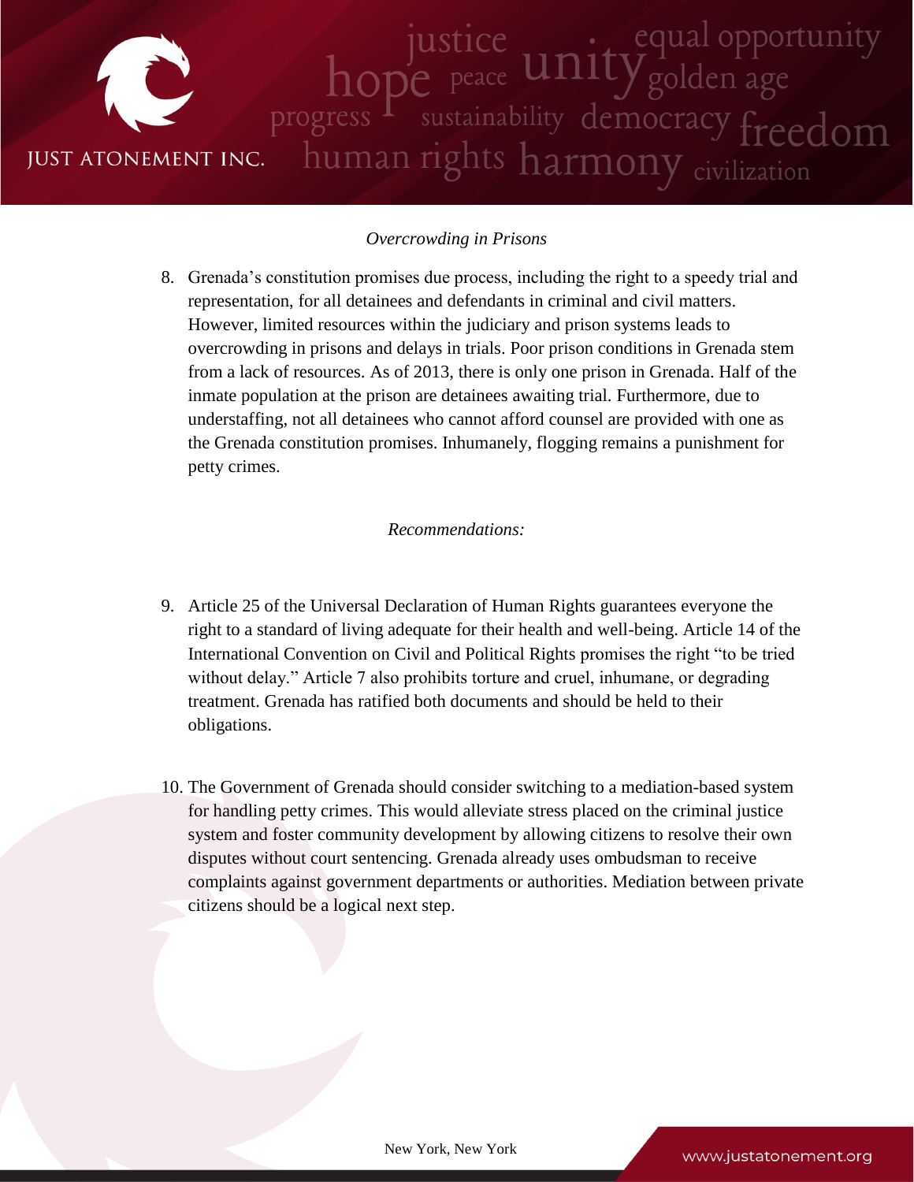*Overcrowding in Prisons*

8. Grenada's constitution promises due process, including the right to a speedy trial and representation, for all detainees and defendants in criminal and civil matters. However, limited resources within the judiciary and prison systems leads to overcrowding in prisons and delays in trials. Poor prison conditions in Grenada stem from a lack of resources. As of 2013, there is only one prison in Grenada. Half of the inmate population at the prison are detainees awaiting trial. Furthermore, due to understaffing, not all detainees who cannot afford counsel are provided with one as the Grenada constitution promises. Inhumanely, flogging remains a punishment for petty crimes.

*Recommendations:*

9. Article 25 of the Universal Declaration of Human Rights guarantees everyone the right to a standard of living adequate for their health and well-being. Article 14 of the International Convention on Civil and Political Rights promises the right "to be tried without delay." Article 7 also prohibits torture and cruel, inhumane, or degrading treatment. Grenada has ratified both documents and should be held to their obligations.

10. The Government of Grenada should consider switching to a mediation-based system for handling petty crimes. This would alleviate stress placed on the criminal justice system and foster community development by allowing citizens to resolve their own disputes without court sentencing. Grenada already uses ombudsman to receive complaints against government departments or authorities. Mediation between private citizens should be a logical next step.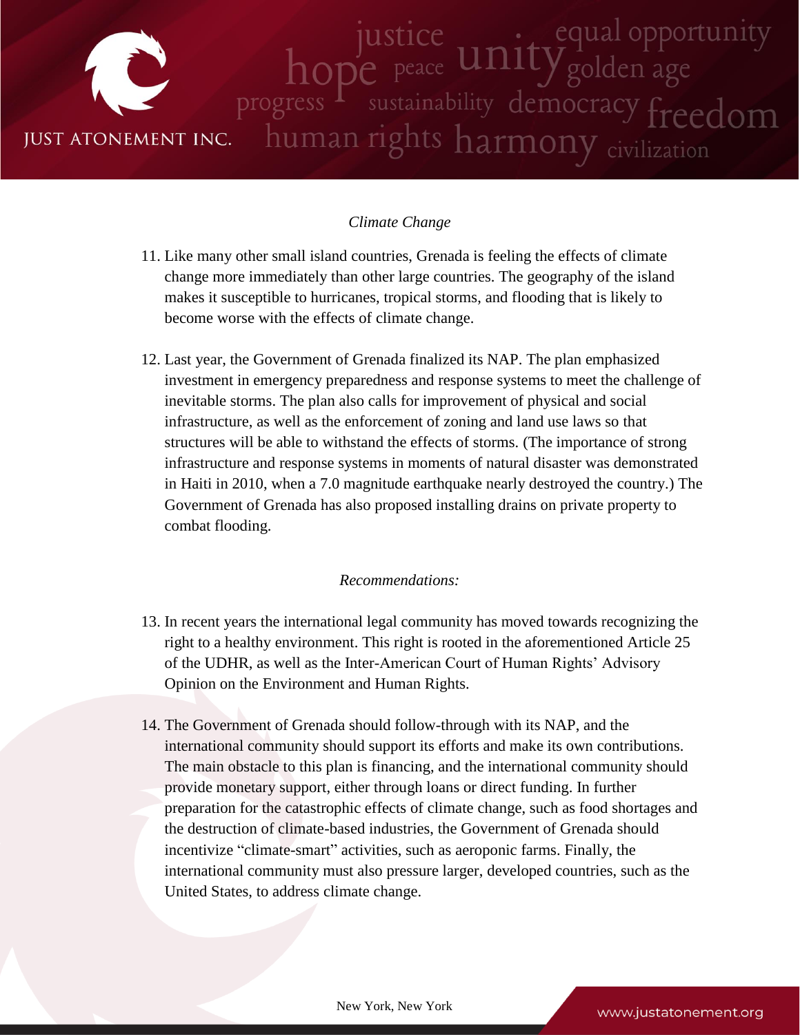*Climate Change*

11. Like many other small island countries, Grenada is feeling the effects of climate change more immediately than other large countries. The geography of the island makes it susceptible to hurricanes, tropical storms, and flooding that is likely to become worse with the effects of climate change.

12. Last year, the Government of Grenada finalized its NAP. The plan emphasized investment in emergency preparedness and response systems to meet the challenge of inevitable storms. The plan also calls for improvement of physical and social infrastructure, as well as the enforcement of zoning and land use laws so that structures will be able to withstand the effects of storms. (The importance of strong infrastructure and response systems in moments of natural disaster was demonstrated in Haiti in 2010, when a 7.0 magnitude earthquake nearly destroyed the country.) The Government of Grenada has also proposed installing drains on private property to combat flooding.

*Recommendations:*

13. In recent years the international legal community has moved towards recognizing the right to a healthy environment. This right is rooted in the aforementioned Article 25 of the UDHR, as well as the Inter-American Court of Human Rights' Advisory Opinion on the Environment and Human Rights.

14. The Government of Grenada should follow-through with its NAP, and the international community should support its efforts and make its own contributions. The main obstacle to this plan is financing, and the international community should provide monetary support, either through loans or direct funding. In further preparation for the catastrophic effects of climate change, such as food shortages and the destruction of climate-based industries, the Government of Grenada should incentivize "climate-smart" activities, such as aeroponic farms. Finally, the international community must also pressure larger, developed countries, such as the United States, to address climate change.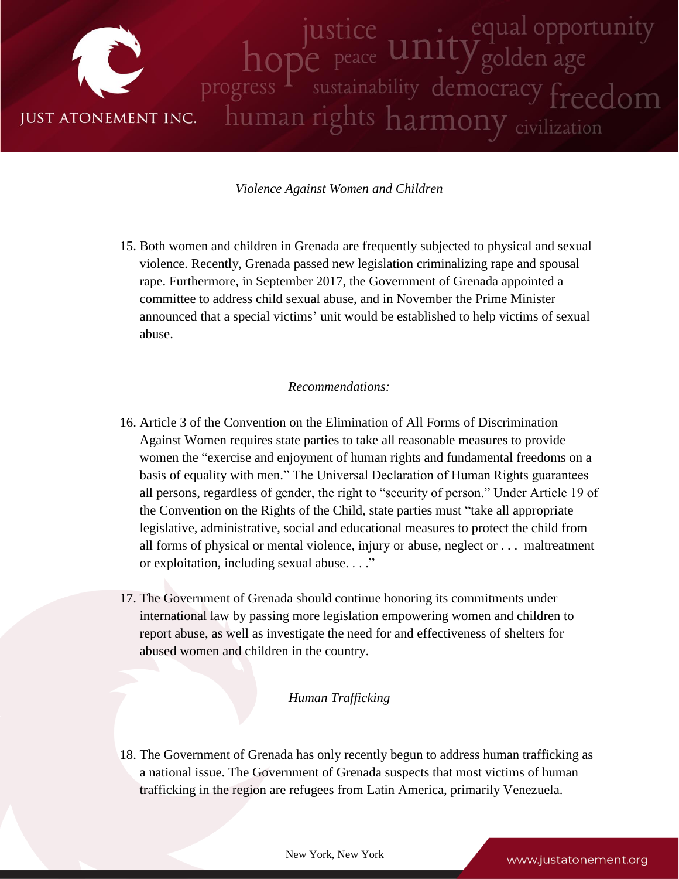*Violence Against Women and Children*

15. Both women and children in Grenada are frequently subjected to physical and sexual violence. Recently, Grenada passed new legislation criminalizing rape and spousal rape. Furthermore, in September 2017, the Government of Grenada appointed a committee to address child sexual abuse, and in November the Prime Minister announced that a special victims' unit would be established to help victims of sexual abuse.

*Recommendations:*

16. Article 3 of the Convention on the Elimination of All Forms of Discrimination Against Women requires state parties to take all reasonable measures to provide women the "exercise and enjoyment of human rights and fundamental freedoms on a basis of equality with men." The Universal Declaration of Human Rights guarantees all persons, regardless of gender, the right to "security of person." Under Article 19 of the Convention on the Rights of the Child, state parties must "take all appropriate legislative, administrative, social and educational measures to protect the child from all forms of physical or mental violence, injury or abuse, neglect or . . . maltreatment or exploitation, including sexual abuse. . . ."

17. The Government of Grenada should continue honoring its commitments under international law by passing more legislation empowering women and children to report abuse, as well as investigate the need for and effectiveness of shelters for abused women and children in the country.

*Human Trafficking*

18. The Government of Grenada has only recently begun to address human trafficking as a national issue. The Government of Grenada suspects that most victims of human trafficking in the region are refugees from Latin America, primarily Venezuela.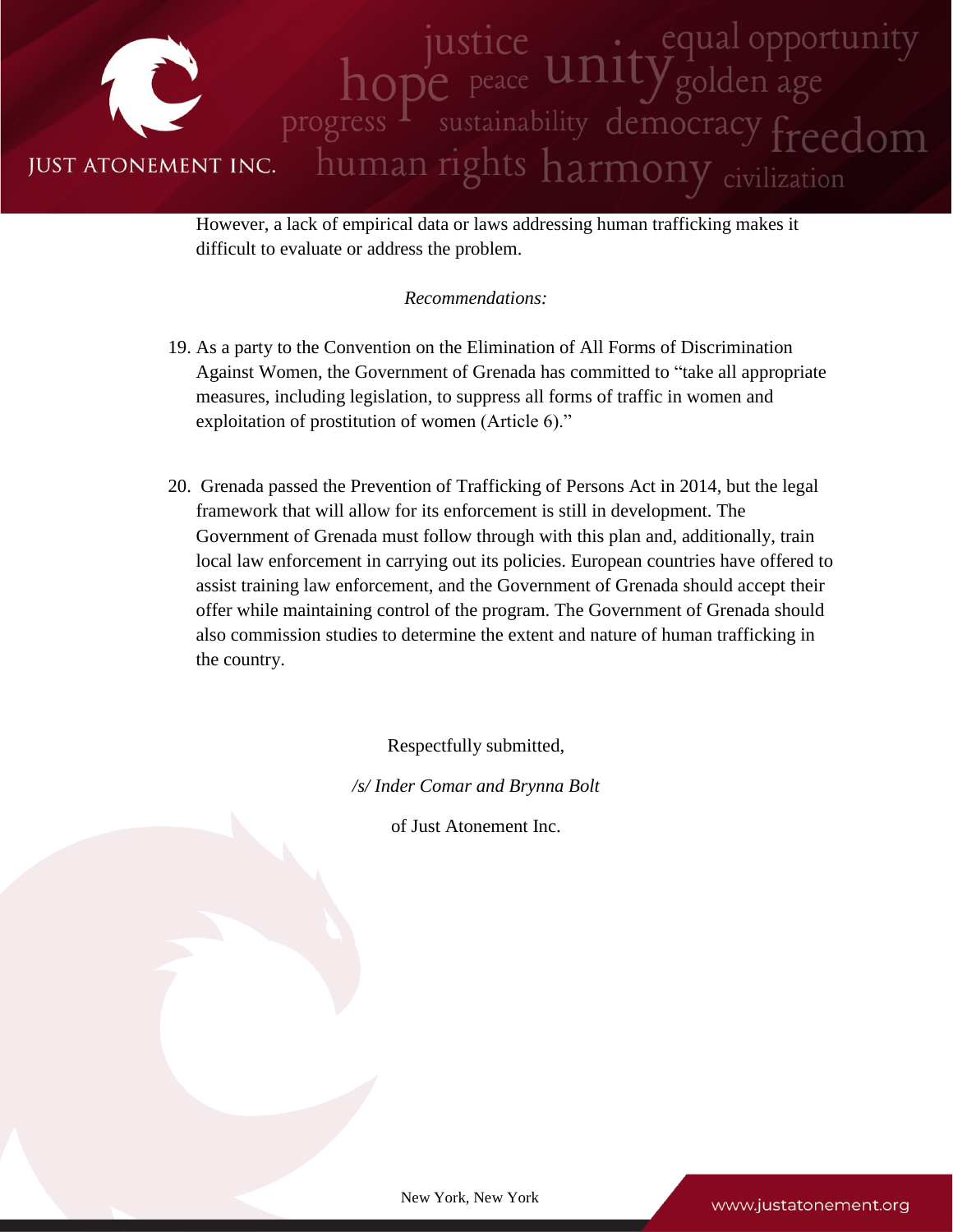However, a lack of empirical data or laws addressing human trafficking makes it difficult to evaluate or address the problem.

*Recommendations:*

19. As a party to the Convention on the Elimination of All Forms of Discrimination Against Women, the Government of Grenada has committed to "take all appropriate measures, including legislation, to suppress all forms of traffic in women and exploitation of prostitution of women (Article 6)."

20. Grenada passed the Prevention of Trafficking of Persons Act in 2014, but the legal framework that will allow for its enforcement is still in development. The Government of Grenada must follow through with this plan and, additionally, train local law enforcement in carrying out its policies. European countries have offered to assist training law enforcement, and the Government of Grenada should accept their offer while maintaining control of the program. The Government of Grenada should also commission studies to determine the extent and nature of human trafficking in the country.

Respectfully submitted,

*/s/ Inder Comar and Brynna Bolt*

of Just Atonement Inc.